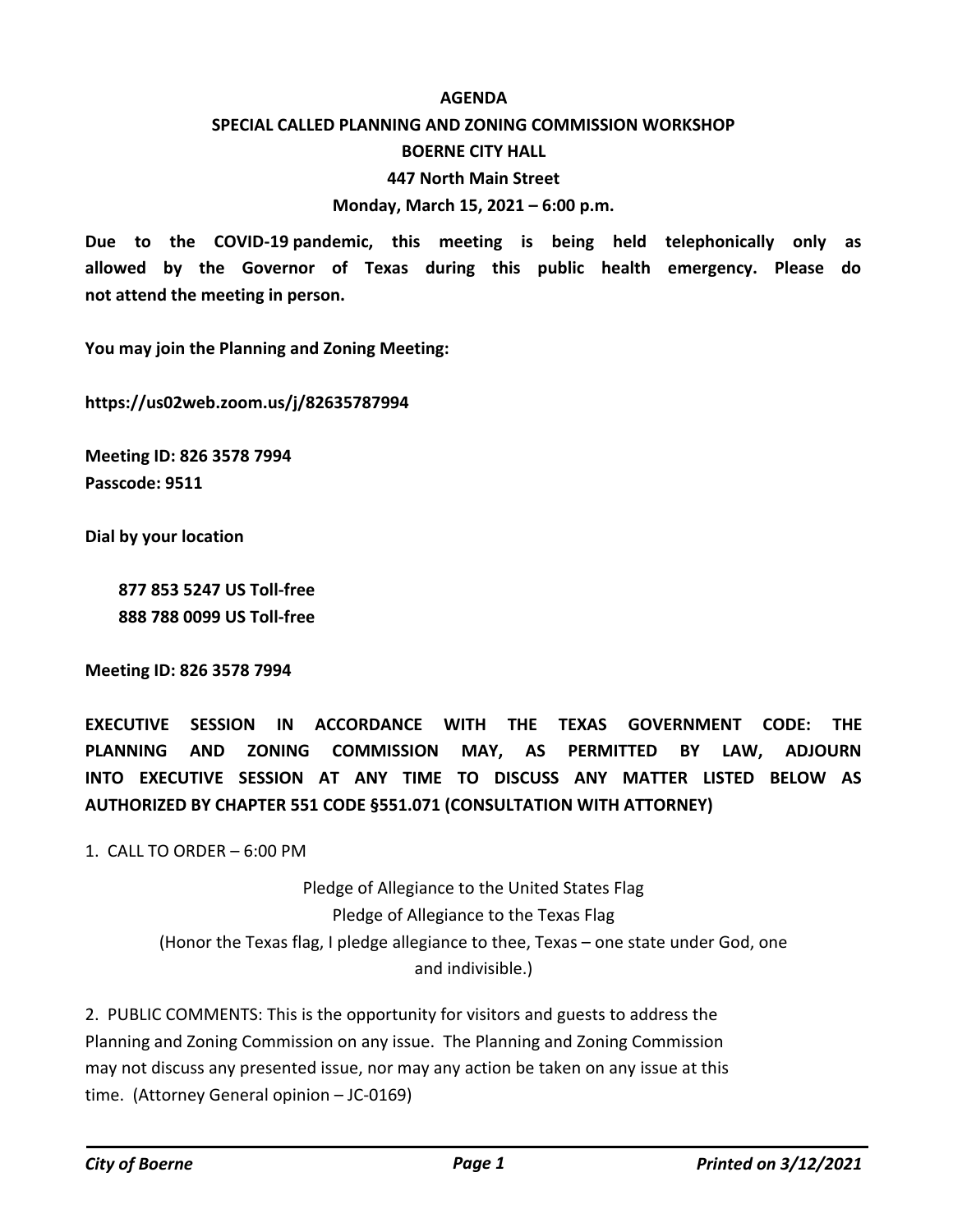**AGENDA**

**SPECIAL CALLED PLANNING AND ZONING COMMISSION WORKSHOP**

**BOERNE CITY HALL**

**447 North Main Street**

**Monday, March 15, 2021 – 6:00 p.m.**

**Due to the COVID-19 pandemic, this meeting is being held telephonically only as allowed by the Governor of Texas during this public health emergency. Please do not attend the meeting in person.**

**You may join the Planning and Zoning Meeting:**

**https://us02web.zoom.us/j/82635787994**

**Meeting ID: 826 3578 7994**
**Passcode: 9511**

**Dial by your location**

**877 853 5247 US Toll-free**
**888 788 0099 US Toll-free**

**Meeting ID: 826 3578 7994**

**EXECUTIVE SESSION IN ACCORDANCE WITH THE TEXAS GOVERNMENT CODE: THE PLANNING AND ZONING COMMISSION MAY, AS PERMITTED BY LAW, ADJOURN INTO EXECUTIVE SESSION AT ANY TIME TO DISCUSS ANY MATTER LISTED BELOW AS AUTHORIZED BY CHAPTER 551 CODE §551.071 (CONSULTATION WITH ATTORNEY)**

1. CALL TO ORDER – 6:00 PM

Pledge of Allegiance to the United States Flag
Pledge of Allegiance to the Texas Flag
(Honor the Texas flag, I pledge allegiance to thee, Texas – one state under God, one and indivisible.)

2. PUBLIC COMMENTS: This is the opportunity for visitors and guests to address the Planning and Zoning Commission on any issue. The Planning and Zoning Commission may not discuss any presented issue, nor may any action be taken on any issue at this time. (Attorney General opinion – JC-0169)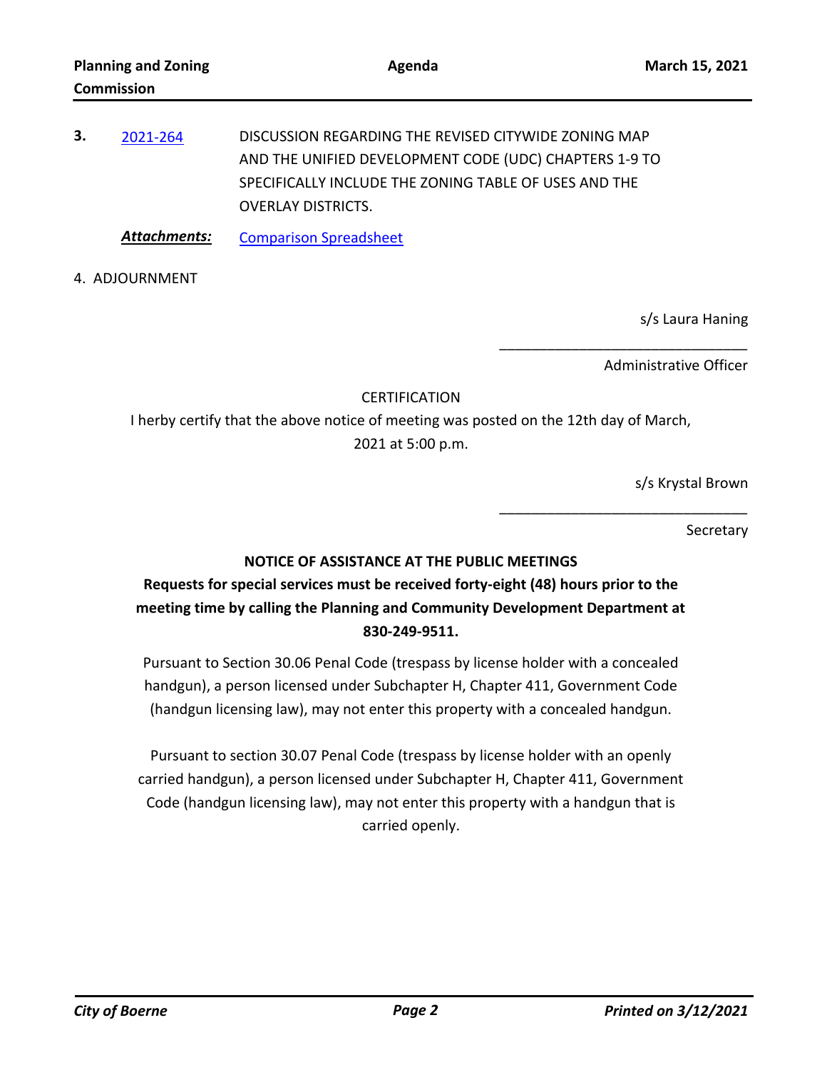**3.** 2021-264 DISCUSSION REGARDING THE REVISED CITYWIDE ZONING MAP AND THE UNIFIED DEVELOPMENT CODE (UDC) CHAPTERS 1-9 TO SPECIFICALLY INCLUDE THE ZONING TABLE OF USES AND THE OVERLAY DISTRICTS.

***Attachments:*** Comparison Spreadsheet

4. ADJOURNMENT

s/s Laura Haning

\_\_\_\_\_\_\_\_\_\_\_\_\_\_\_\_\_\_\_\_\_\_\_\_\_\_\_\_\_\_

Administrative Officer

CERTIFICATION

I herby certify that the above notice of meeting was posted on the 12th day of March, 2021 at 5:00 p.m.

s/s Krystal Brown

\_\_\_\_\_\_\_\_\_\_\_\_\_\_\_\_\_\_\_\_\_\_\_\_\_\_\_\_\_\_

Secretary

**NOTICE OF ASSISTANCE AT THE PUBLIC MEETINGS**

**Requests for special services must be received forty-eight (48) hours prior to the meeting time by calling the Planning and Community Development Department at 830-249-9511.**

Pursuant to Section 30.06 Penal Code (trespass by license holder with a concealed handgun), a person licensed under Subchapter H, Chapter 411, Government Code (handgun licensing law), may not enter this property with a concealed handgun.

Pursuant to section 30.07 Penal Code (trespass by license holder with an openly carried handgun), a person licensed under Subchapter H, Chapter 411, Government Code (handgun licensing law), may not enter this property with a handgun that is carried openly.